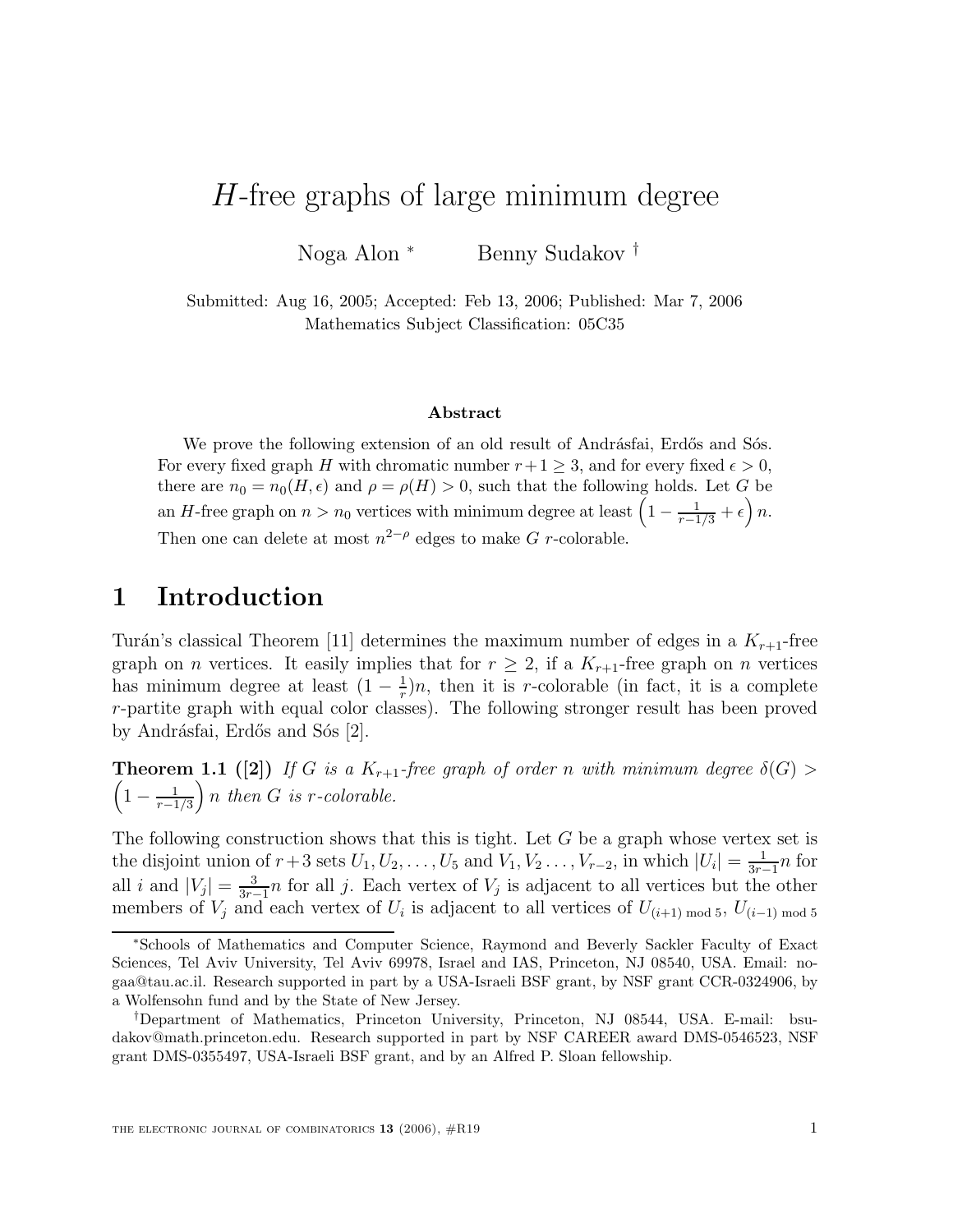# $H$-free graphs of large minimum degree

Noga Alon [*] Benny Sudakov [†]

Submitted: Aug 16, 2005; Accepted: Feb 13, 2006; Published: Mar 7, 2006
Mathematics Subject Classification: 05C35

### Abstract

We prove the following extension of an old result of Andrásfai, Erdős and Sós. For every fixed graph $H$ with chromatic number $r+1 \geq 3$, and for every fixed $\epsilon > 0$, there are $n_0 = n_0(H, \epsilon)$ and $\rho = \rho(H) > 0$, such that the following holds. Let $G$ be an $H$-free graph on $n > n_0$ vertices with minimum degree at least $\left(1 - \frac{1}{r-1/3} + \epsilon\right)n$. Then one can delete at most $n^{2-\rho}$ edges to make $G$ $r$-colorable.

## 1 Introduction

Turán's classical Theorem [11] determines the maximum number of edges in a $K_{r+1}$-free graph on $n$ vertices. It easily implies that for $r \geq 2$, if a $K_{r+1}$-free graph on $n$ vertices has minimum degree at least $(1 - \frac{1}{r})n$, then it is $r$-colorable (in fact, it is a complete $r$-partite graph with equal color classes). The following stronger result has been proved by Andrásfai, Erdős and Sós [2].

**Theorem 1.1 ([2])** *If $G$ is a $K_{r+1}$-free graph of order $n$ with minimum degree $\delta(G) > \left(1 - \frac{1}{r-1/3}\right)n$ then $G$ is $r$-colorable.*

The following construction shows that this is tight. Let $G$ be a graph whose vertex set is the disjoint union of $r+3$ sets $U_1, U_2, \ldots, U_5$ and $V_1, V_2 \ldots, V_{r-2}$, in which $|U_i| = \frac{1}{3r-1}n$ for all $i$ and $|V_j| = \frac{3}{3r-1}n$ for all $j$. Each vertex of $V_j$ is adjacent to all vertices but the other members of $V_j$ and each vertex of $U_i$ is adjacent to all vertices of $U_{(i+1) \bmod 5}$, $U_{(i-1) \bmod 5}$

---

[*] Schools of Mathematics and Computer Science, Raymond and Beverly Sackler Faculty of Exact Sciences, Tel Aviv University, Tel Aviv 69978, Israel and IAS, Princeton, NJ 08540, USA. Email: nogaa@tau.ac.il. Research supported in part by a USA-Israeli BSF grant, by NSF grant CCR-0324906, by a Wolfensohn fund and by the State of New Jersey.

[†] Department of Mathematics, Princeton University, Princeton, NJ 08544, USA. E-mail: bsudakov@math.princeton.edu. Research supported in part by NSF CAREER award DMS-0546523, NSF grant DMS-0355497, USA-Israeli BSF grant, and by an Alfred P. Sloan fellowship.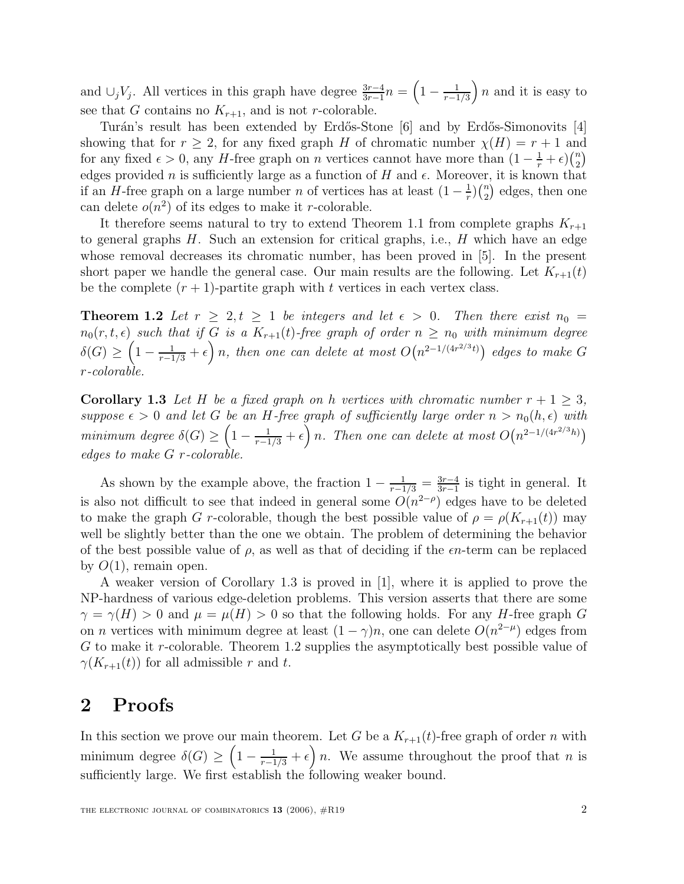and $\cup_j V_j$. All vertices in this graph have degree $\frac{3r-4}{3r-1}n = \left(1 - \frac{1}{r-1/3}\right)n$ and it is easy to see that $G$ contains no $K_{r+1}$, and is not $r$-colorable.

Turán's result has been extended by Erdős-Stone [6] and by Erdős-Simonovits [4] showing that for $r \geq 2$, for any fixed graph $H$ of chromatic number $\chi(H) = r+1$ and for any fixed $\epsilon > 0$, any $H$-free graph on $n$ vertices cannot have more than $(1 - \frac{1}{r} + \epsilon)\binom{n}{2}$ edges provided $n$ is sufficiently large as a function of $H$ and $\epsilon$. Moreover, it is known that if an $H$-free graph on a large number $n$ of vertices has at least $(1 - \frac{1}{r})\binom{n}{2}$ edges, then one can delete $o(n^2)$ of its edges to make it $r$-colorable.

It therefore seems natural to try to extend Theorem 1.1 from complete graphs $K_{r+1}$ to general graphs $H$. Such an extension for critical graphs, i.e., $H$ which have an edge whose removal decreases its chromatic number, has been proved in [5]. In the present short paper we handle the general case. Our main results are the following. Let $K_{r+1}(t)$ be the complete $(r+1)$-partite graph with $t$ vertices in each vertex class.

**Theorem 1.2** *Let $r \geq 2, t \geq 1$ be integers and let $\epsilon > 0$. Then there exist $n_0 = n_0(r, t, \epsilon)$ such that if $G$ is a $K_{r+1}(t)$-free graph of order $n \geq n_0$ with minimum degree $\delta(G) \geq \left(1 - \frac{1}{r-1/3} + \epsilon\right)n$, then one can delete at most $O\big(n^{2-1/(4r^{2/3}t)}\big)$ edges to make $G$ $r$-colorable.*

**Corollary 1.3** *Let $H$ be a fixed graph on $h$ vertices with chromatic number $r+1 \geq 3$, suppose $\epsilon > 0$ and let $G$ be an $H$-free graph of sufficiently large order $n > n_0(h, \epsilon)$ with minimum degree $\delta(G) \geq \left(1 - \frac{1}{r-1/3} + \epsilon\right)n$. Then one can delete at most $O\big(n^{2-1/(4r^{2/3}h)}\big)$ edges to make $G$ $r$-colorable.*

As shown by the example above, the fraction $1 - \frac{1}{r-1/3} = \frac{3r-4}{3r-1}$ is tight in general. It is also not difficult to see that indeed in general some $O(n^{2-\rho})$ edges have to be deleted to make the graph $G$ $r$-colorable, though the best possible value of $\rho = \rho(K_{r+1}(t))$ may well be slightly better than the one we obtain. The problem of determining the behavior of the best possible value of $\rho$, as well as that of deciding if the $\epsilon n$-term can be replaced by $O(1)$, remain open.

A weaker version of Corollary 1.3 is proved in [1], where it is applied to prove the NP-hardness of various edge-deletion problems. This version asserts that there are some $\gamma = \gamma(H) > 0$ and $\mu = \mu(H) > 0$ so that the following holds. For any $H$-free graph $G$ on $n$ vertices with minimum degree at least $(1-\gamma)n$, one can delete $O(n^{2-\mu})$ edges from $G$ to make it $r$-colorable. Theorem 1.2 supplies the asymptotically best possible value of $\gamma(K_{r+1}(t))$ for all admissible $r$ and $t$.

## 2 Proofs

In this section we prove our main theorem. Let $G$ be a $K_{r+1}(t)$-free graph of order $n$ with minimum degree $\delta(G) \geq \left(1 - \frac{1}{r-1/3} + \epsilon\right)n$. We assume throughout the proof that $n$ is sufficiently large. We first establish the following weaker bound.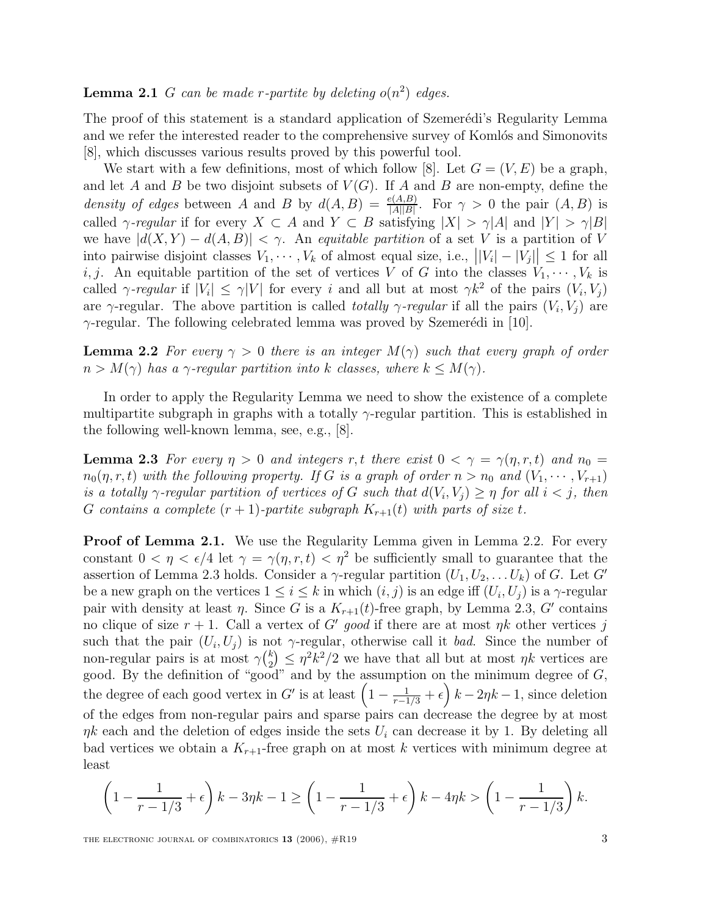**Lemma 2.1** *$G$ can be made $r$-partite by deleting $o(n^2)$ edges.*

The proof of this statement is a standard application of Szemerédi's Regularity Lemma and we refer the interested reader to the comprehensive survey of Komlós and Simonovits [8], which discusses various results proved by this powerful tool.

We start with a few definitions, most of which follow [8]. Let $G = (V, E)$ be a graph, and let $A$ and $B$ be two disjoint subsets of $V(G)$. If $A$ and $B$ are non-empty, define the *density of edges* between $A$ and $B$ by $d(A, B) = \frac{e(A,B)}{|A||B|}$. For $\gamma > 0$ the pair $(A, B)$ is called *$\gamma$-regular* if for every $X \subset A$ and $Y \subset B$ satisfying $|X| > \gamma|A|$ and $|Y| > \gamma|B|$ we have $|d(X, Y) - d(A, B)| < \gamma$. An *equitable partition* of a set $V$ is a partition of $V$ into pairwise disjoint classes $V_1, \cdots, V_k$ of almost equal size, i.e., $\big||V_i| - |V_j|\big| \le 1$ for all $i, j$. An equitable partition of the set of vertices $V$ of $G$ into the classes $V_1, \cdots, V_k$ is called *$\gamma$-regular* if $|V_i| \le \gamma|V|$ for every $i$ and all but at most $\gamma k^2$ of the pairs $(V_i, V_j)$ are $\gamma$-regular. The above partition is called *totally $\gamma$-regular* if all the pairs $(V_i, V_j)$ are $\gamma$-regular. The following celebrated lemma was proved by Szemerédi in [10].

**Lemma 2.2** *For every $\gamma > 0$ there is an integer $M(\gamma)$ such that every graph of order $n > M(\gamma)$ has a $\gamma$-regular partition into $k$ classes, where $k \le M(\gamma)$.*

In order to apply the Regularity Lemma we need to show the existence of a complete multipartite subgraph in graphs with a totally $\gamma$-regular partition. This is established in the following well-known lemma, see, e.g., [8].

**Lemma 2.3** *For every $\eta > 0$ and integers $r, t$ there exist $0 < \gamma = \gamma(\eta, r, t)$ and $n_0 = n_0(\eta, r, t)$ with the following property. If $G$ is a graph of order $n > n_0$ and $(V_1, \cdots, V_{r+1})$ is a totally $\gamma$-regular partition of vertices of $G$ such that $d(V_i, V_j) \ge \eta$ for all $i < j$, then $G$ contains a complete $(r + 1)$-partite subgraph $K_{r+1}(t)$ with parts of size $t$.*

**Proof of Lemma 2.1.** We use the Regularity Lemma given in Lemma 2.2. For every constant $0 < \eta < \epsilon/4$ let $\gamma = \gamma(\eta, r, t) < \eta^2$ be sufficiently small to guarantee that the assertion of Lemma 2.3 holds. Consider a $\gamma$-regular partition $(U_1, U_2, \ldots U_k)$ of $G$. Let $G'$ be a new graph on the vertices $1 \le i \le k$ in which $(i, j)$ is an edge iff $(U_i, U_j)$ is a $\gamma$-regular pair with density at least $\eta$. Since $G$ is a $K_{r+1}(t)$-free graph, by Lemma 2.3, $G'$ contains no clique of size $r + 1$. Call a vertex of $G'$ *good* if there are at most $\eta k$ other vertices $j$ such that the pair $(U_i, U_j)$ is not $\gamma$-regular, otherwise call it *bad*. Since the number of non-regular pairs is at most $\gamma\binom{k}{2} \le \eta^2 k^2/2$ we have that all but at most $\eta k$ vertices are good. By the definition of "good" and by the assumption on the minimum degree of $G$, the degree of each good vertex in $G'$ is at least $\left(1 - \frac{1}{r-1/3} + \epsilon\right) k - 2\eta k - 1$, since deletion of the edges from non-regular pairs and sparse pairs can decrease the degree by at most $\eta k$ each and the deletion of edges inside the sets $U_i$ can decrease it by 1. By deleting all bad vertices we obtain a $K_{r+1}$-free graph on at most $k$ vertices with minimum degree at least

$$\left(1 - \frac{1}{r - 1/3} + \epsilon\right) k - 3\eta k - 1 \ge \left(1 - \frac{1}{r - 1/3} + \epsilon\right) k - 4\eta k > \left(1 - \frac{1}{r - 1/3}\right) k.$$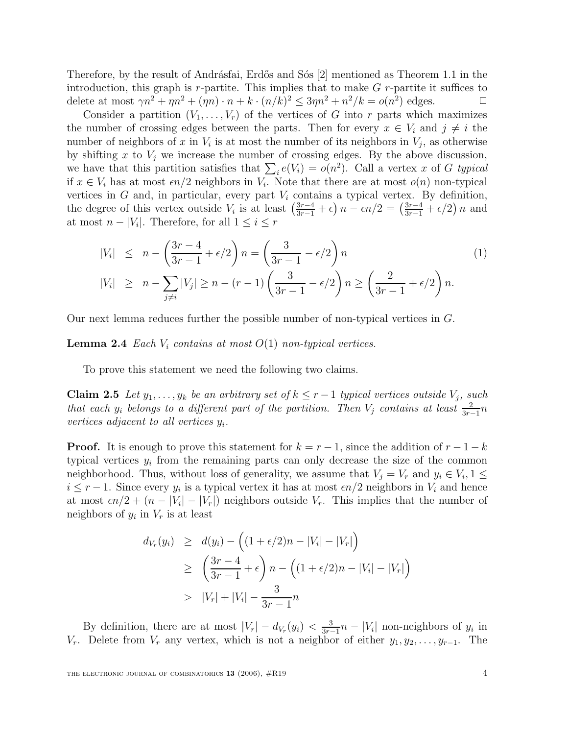Therefore, by the result of Andrásfai, Erdős and Sós [2] mentioned as Theorem 1.1 in the introduction, this graph is $r$-partite. This implies that to make $G$ $r$-partite it suffices to delete at most $\gamma n^2 + \eta n^2 + (\eta n) \cdot n + k \cdot (n/k)^2 \le 3\eta n^2 + n^2/k = o(n^2)$ edges. $\square$

Consider a partition $(V_1, \ldots, V_r)$ of the vertices of $G$ into $r$ parts which maximizes the number of crossing edges between the parts. Then for every $x \in V_i$ and $j \neq i$ the number of neighbors of $x$ in $V_i$ is at most the number of its neighbors in $V_j$, as otherwise by shifting $x$ to $V_j$ we increase the number of crossing edges. By the above discussion, we have that this partition satisfies that $\sum_i e(V_i) = o(n^2)$. Call a vertex $x$ of $G$ *typical* if $x \in V_i$ has at most $\epsilon n/2$ neighbors in $V_i$. Note that there are at most $o(n)$ non-typical vertices in $G$ and, in particular, every part $V_i$ contains a typical vertex. By definition, the degree of this vertex outside $V_i$ is at least $\left(\frac{3r-4}{3r-1} + \epsilon\right) n - \epsilon n/2 = \left(\frac{3r-4}{3r-1} + \epsilon/2\right) n$ and at most $n - |V_i|$. Therefore, for all $1 \le i \le r$

$$
\begin{aligned}
|V_i| &\le n - \left(\frac{3r-4}{3r-1} + \epsilon/2\right) n = \left(\frac{3}{3r-1} - \epsilon/2\right) n \qquad (1) \\
|V_i| &\ge n - \sum_{j \neq i} |V_j| \ge n - (r-1)\left(\frac{3}{3r-1} - \epsilon/2\right) n \ge \left(\frac{2}{3r-1} + \epsilon/2\right) n.
\end{aligned}
$$

Our next lemma reduces further the possible number of non-typical vertices in $G$.

**Lemma 2.4** *Each $V_i$ contains at most $O(1)$ non-typical vertices.*

To prove this statement we need the following two claims.

**Claim 2.5** *Let $y_1, \ldots, y_k$ be an arbitrary set of $k \le r-1$ typical vertices outside $V_j$, such that each $y_i$ belongs to a different part of the partition. Then $V_j$ contains at least $\frac{2}{3r-1} n$ vertices adjacent to all vertices $y_i$.*

**Proof.** It is enough to prove this statement for $k = r-1$, since the addition of $r-1-k$ typical vertices $y_i$ from the remaining parts can only decrease the size of the common neighborhood. Thus, without loss of generality, we assume that $V_j = V_r$ and $y_i \in V_i, 1 \le i \le r-1$. Since every $y_i$ is a typical vertex it has at most $\epsilon n/2$ neighbors in $V_i$ and hence at most $\epsilon n/2 + (n - |V_i| - |V_r|)$ neighbors outside $V_r$. This implies that the number of neighbors of $y_i$ in $V_r$ is at least

$$
\begin{aligned}
d_{V_r}(y_i) &\ge d(y_i) - \Big((1+\epsilon/2)n - |V_i| - |V_r|\Big) \\
&\ge \left(\frac{3r-4}{3r-1} + \epsilon\right) n - \Big((1+\epsilon/2)n - |V_i| - |V_r|\Big) \\
&> |V_r| + |V_i| - \frac{3}{3r-1} n
\end{aligned}
$$

By definition, there are at most $|V_r| - d_{V_r}(y_i) < \frac{3}{3r-1} n - |V_i|$ non-neighbors of $y_i$ in $V_r$. Delete from $V_r$ any vertex, which is not a neighbor of either $y_1, y_2, \ldots, y_{r-1}$. The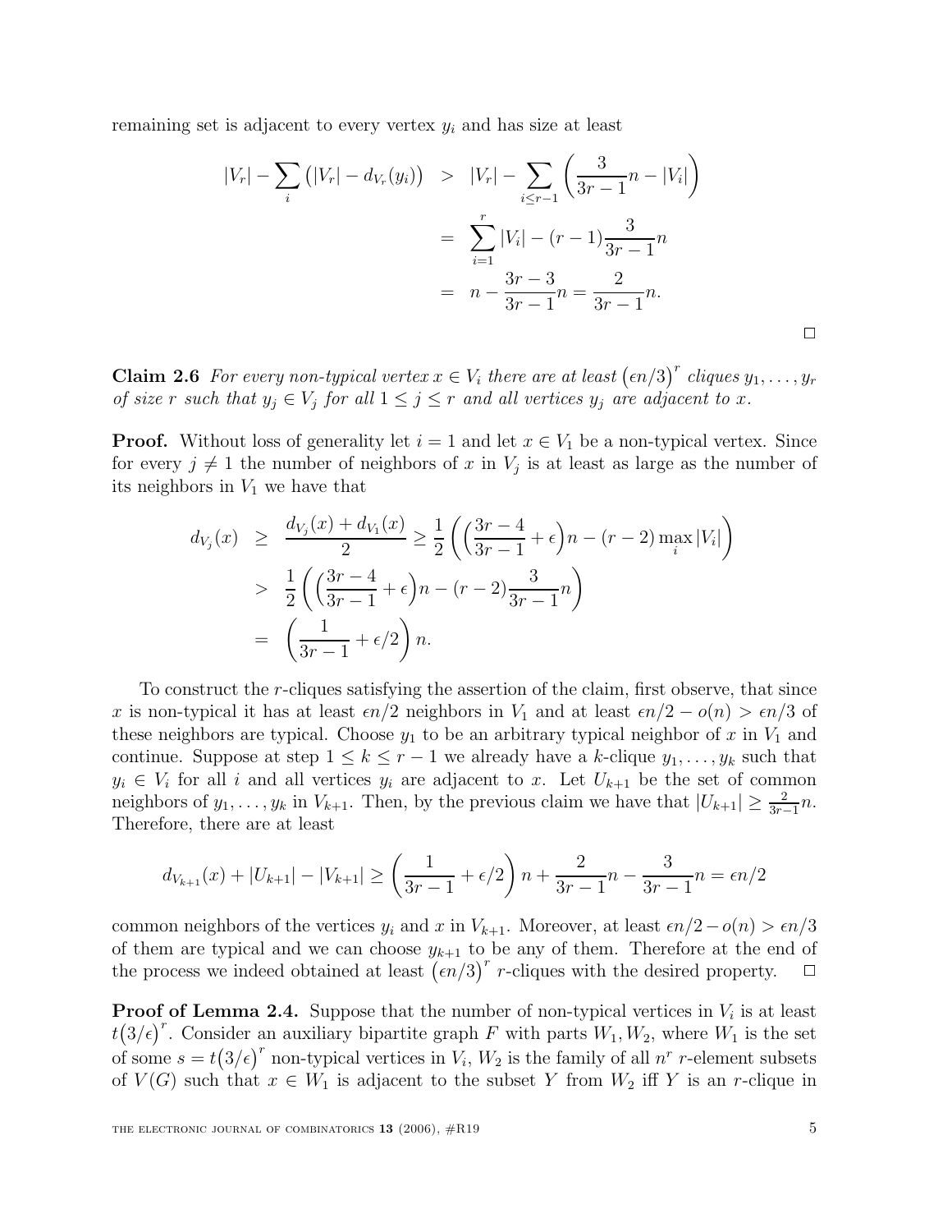remaining set is adjacent to every vertex $y_i$ and has size at least

$$
\begin{aligned}
|V_r| - \sum_i \big(|V_r| - d_{V_r}(y_i)\big) &> |V_r| - \sum_{i \le r-1} \left(\frac{3}{3r-1}n - |V_i|\right) \\
&= \sum_{i=1}^{r} |V_i| - (r-1)\frac{3}{3r-1}n \\
&= n - \frac{3r-3}{3r-1}n = \frac{2}{3r-1}n.
\end{aligned}
$$

□

**Claim 2.6** *For every non-typical vertex $x \in V_i$ there are at least $(\epsilon n/3)^r$ cliques $y_1, \ldots, y_r$ of size $r$ such that $y_j \in V_j$ for all $1 \le j \le r$ and all vertices $y_j$ are adjacent to $x$.*

**Proof.** Without loss of generality let $i = 1$ and let $x \in V_1$ be a non-typical vertex. Since for every $j \neq 1$ the number of neighbors of $x$ in $V_j$ is at least as large as the number of its neighbors in $V_1$ we have that

$$
\begin{aligned}
d_{V_j}(x) &\ge \frac{d_{V_j}(x) + d_{V_1}(x)}{2} \ge \frac{1}{2}\left(\Big(\frac{3r-4}{3r-1} + \epsilon\Big)n - (r-2)\max_i |V_i|\right) \\
&> \frac{1}{2}\left(\Big(\frac{3r-4}{3r-1} + \epsilon\Big)n - (r-2)\frac{3}{3r-1}n\right) \\
&= \left(\frac{1}{3r-1} + \epsilon/2\right)n.
\end{aligned}
$$

To construct the $r$-cliques satisfying the assertion of the claim, first observe, that since $x$ is non-typical it has at least $\epsilon n/2$ neighbors in $V_1$ and at least $\epsilon n/2 - o(n) > \epsilon n/3$ of these neighbors are typical. Choose $y_1$ to be an arbitrary typical neighbor of $x$ in $V_1$ and continue. Suppose at step $1 \le k \le r-1$ we already have a $k$-clique $y_1, \ldots, y_k$ such that $y_i \in V_i$ for all $i$ and all vertices $y_i$ are adjacent to $x$. Let $U_{k+1}$ be the set of common neighbors of $y_1, \ldots, y_k$ in $V_{k+1}$. Then, by the previous claim we have that $|U_{k+1}| \ge \frac{2}{3r-1}n$. Therefore, there are at least

$$
d_{V_{k+1}}(x) + |U_{k+1}| - |V_{k+1}| \ge \left(\frac{1}{3r-1} + \epsilon/2\right)n + \frac{2}{3r-1}n - \frac{3}{3r-1}n = \epsilon n/2
$$

common neighbors of the vertices $y_i$ and $x$ in $V_{k+1}$. Moreover, at least $\epsilon n/2 - o(n) > \epsilon n/3$ of them are typical and we can choose $y_{k+1}$ to be any of them. Therefore at the end of the process we indeed obtained at least $(\epsilon n/3)^r$ $r$-cliques with the desired property. □

**Proof of Lemma 2.4.** Suppose that the number of non-typical vertices in $V_i$ is at least $t(3/\epsilon)^r$. Consider an auxiliary bipartite graph $F$ with parts $W_1, W_2$, where $W_1$ is the set of some $s = t(3/\epsilon)^r$ non-typical vertices in $V_i$, $W_2$ is the family of all $n^r$ $r$-element subsets of $V(G)$ such that $x \in W_1$ is adjacent to the subset $Y$ from $W_2$ iff $Y$ is an $r$-clique in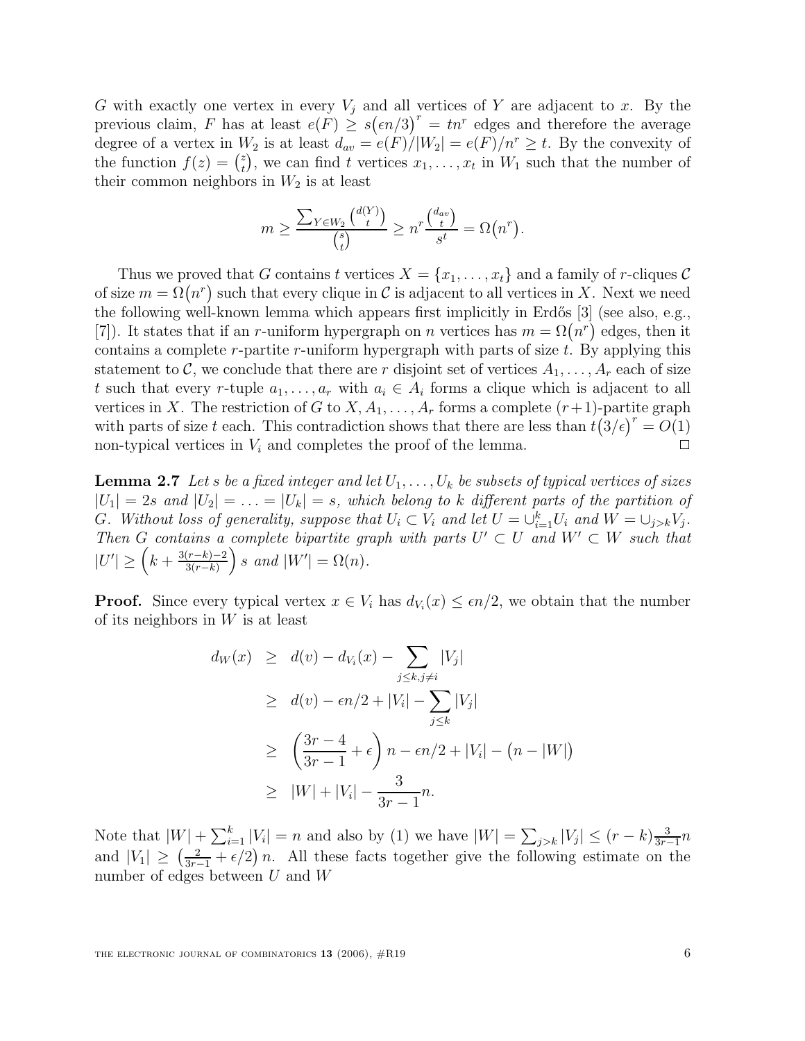$G$ with exactly one vertex in every $V_j$ and all vertices of $Y$ are adjacent to $x$. By the previous claim, $F$ has at least $e(F) \geq s\big(\epsilon n/3\big)^r = tn^r$ edges and therefore the average degree of a vertex in $W_2$ is at least $d_{av} = e(F)/|W_2| = e(F)/n^r \geq t$. By the convexity of the function $f(z) = \binom{z}{t}$, we can find $t$ vertices $x_1, \ldots, x_t$ in $W_1$ such that the number of their common neighbors in $W_2$ is at least

$$m \geq \frac{\sum_{Y \in W_2} \binom{d(Y)}{t}}{\binom{s}{t}} \geq n^r \frac{\binom{d_{av}}{t}}{s^t} = \Omega\big(n^r\big).$$

Thus we proved that $G$ contains $t$ vertices $X = \{x_1, \ldots, x_t\}$ and a family of $r$-cliques $\mathcal{C}$ of size $m = \Omega\big(n^r\big)$ such that every clique in $\mathcal{C}$ is adjacent to all vertices in $X$. Next we need the following well-known lemma which appears first implicitly in Erdős [3] (see also, e.g., [7]). It states that if an $r$-uniform hypergraph on $n$ vertices has $m = \Omega\big(n^r\big)$ edges, then it contains a complete $r$-partite $r$-uniform hypergraph with parts of size $t$. By applying this statement to $\mathcal{C}$, we conclude that there are $r$ disjoint set of vertices $A_1, \ldots, A_r$ each of size $t$ such that every $r$-tuple $a_1, \ldots, a_r$ with $a_i \in A_i$ forms a clique which is adjacent to all vertices in $X$. The restriction of $G$ to $X, A_1, \ldots, A_r$ forms a complete $(r+1)$-partite graph with parts of size $t$ each. This contradiction shows that there are less than $t\big(3/\epsilon\big)^r = O(1)$ non-typical vertices in $V_i$ and completes the proof of the lemma. $\square$

**Lemma 2.7** *Let $s$ be a fixed integer and let $U_1, \ldots, U_k$ be subsets of typical vertices of sizes $|U_1| = 2s$ and $|U_2| = \ldots = |U_k| = s$, which belong to $k$ different parts of the partition of $G$. Without loss of generality, suppose that $U_i \subset V_i$ and let $U = \cup_{i=1}^k U_i$ and $W = \cup_{j>k} V_j$. Then $G$ contains a complete bipartite graph with parts $U' \subset U$ and $W' \subset W$ such that $|U'| \geq \left(k + \frac{3(r-k)-2}{3(r-k)}\right) s$ and $|W'| = \Omega(n)$.*

**Proof.** Since every typical vertex $x \in V_i$ has $d_{V_i}(x) \leq \epsilon n/2$, we obtain that the number of its neighbors in $W$ is at least

$$\begin{aligned}
d_W(x) &\geq d(v) - d_{V_i}(x) - \sum_{j \leq k, j \neq i} |V_j| \\
&\geq d(v) - \epsilon n/2 + |V_i| - \sum_{j \leq k} |V_j| \\
&\geq \left(\frac{3r-4}{3r-1} + \epsilon\right) n - \epsilon n/2 + |V_i| - \big(n - |W|\big) \\
&\geq |W| + |V_i| - \frac{3}{3r-1} n.
\end{aligned}$$

Note that $|W| + \sum_{i=1}^k |V_i| = n$ and also by (1) we have $|W| = \sum_{j>k} |V_j| \leq (r-k)\frac{3}{3r-1} n$ and $|V_1| \geq \left(\frac{2}{3r-1} + \epsilon/2\right) n$. All these facts together give the following estimate on the number of edges between $U$ and $W$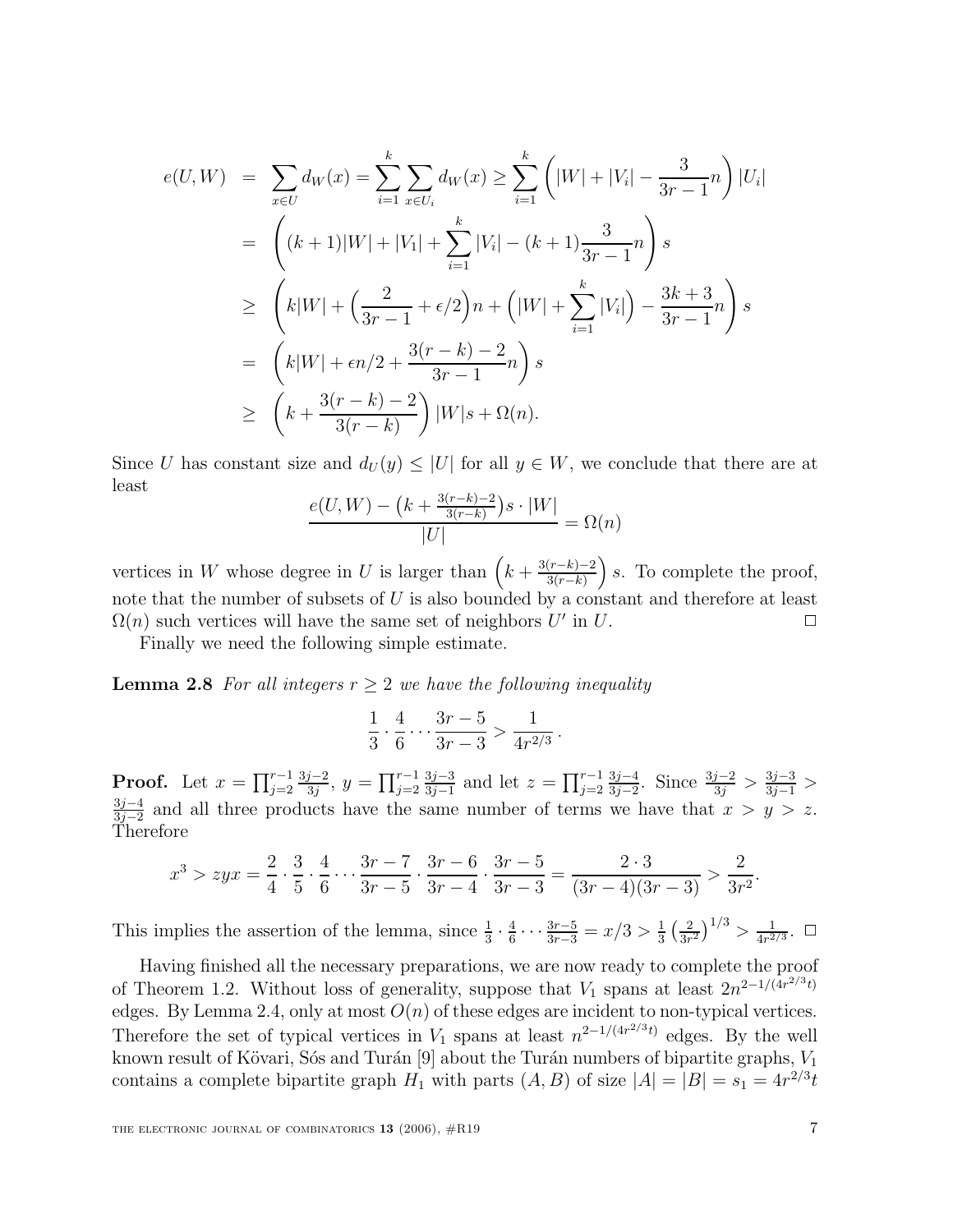$$
\begin{aligned}
e(U,W) &= \sum_{x\in U} d_W(x) = \sum_{i=1}^{k}\sum_{x\in U_i} d_W(x) \geq \sum_{i=1}^{k}\left(|W| + |V_i| - \frac{3}{3r-1}n\right)|U_i| \\
&= \left((k+1)|W| + |V_1| + \sum_{i=1}^{k}|V_i| - (k+1)\frac{3}{3r-1}n\right)s \\
&\geq \left(k|W| + \Big(\frac{2}{3r-1} + \epsilon/2\Big)n + \Big(|W| + \sum_{i=1}^{k}|V_i|\Big) - \frac{3k+3}{3r-1}n\right)s \\
&= \left(k|W| + \epsilon n/2 + \frac{3(r-k)-2}{3r-1}n\right)s \\
&\geq \left(k + \frac{3(r-k)-2}{3(r-k)}\right)|W|s + \Omega(n).
\end{aligned}
$$

Since $U$ has constant size and $d_U(y) \leq |U|$ for all $y \in W$, we conclude that there are at least

$$
\frac{e(U,W) - \big(k + \frac{3(r-k)-2}{3(r-k)}\big)s \cdot |W|}{|U|} = \Omega(n)
$$

vertices in $W$ whose degree in $U$ is larger than $\left(k + \frac{3(r-k)-2}{3(r-k)}\right)s$. To complete the proof, note that the number of subsets of $U$ is also bounded by a constant and therefore at least $\Omega(n)$ such vertices will have the same set of neighbors $U'$ in $U$. $\square$

Finally we need the following simple estimate.

**Lemma 2.8** *For all integers $r \geq 2$ we have the following inequality*

$$
\frac{1}{3}\cdot\frac{4}{6}\cdots\frac{3r-5}{3r-3} > \frac{1}{4r^{2/3}}.
$$

**Proof.** Let $x = \prod_{j=2}^{r-1}\frac{3j-2}{3j}$, $y = \prod_{j=2}^{r-1}\frac{3j-3}{3j-1}$ and let $z = \prod_{j=2}^{r-1}\frac{3j-4}{3j-2}$. Since $\frac{3j-2}{3j} > \frac{3j-3}{3j-1} > \frac{3j-4}{3j-2}$ and all three products have the same number of terms we have that $x > y > z$. Therefore

$$
x^3 > zyx = \frac{2}{4}\cdot\frac{3}{5}\cdot\frac{4}{6}\cdots\frac{3r-7}{3r-5}\cdot\frac{3r-6}{3r-4}\cdot\frac{3r-5}{3r-3} = \frac{2\cdot 3}{(3r-4)(3r-3)} > \frac{2}{3r^2}.
$$

This implies the assertion of the lemma, since $\frac{1}{3}\cdot\frac{4}{6}\cdots\frac{3r-5}{3r-3} = x/3 > \frac{1}{3}\left(\frac{2}{3r^2}\right)^{1/3} > \frac{1}{4r^{2/3}}$. $\square$

Having finished all the necessary preparations, we are now ready to complete the proof of Theorem 1.2. Without loss of generality, suppose that $V_1$ spans at least $2n^{2-1/(4r^{2/3}t)}$ edges. By Lemma 2.4, only at most $O(n)$ of these edges are incident to non-typical vertices. Therefore the set of typical vertices in $V_1$ spans at least $n^{2-1/(4r^{2/3}t)}$ edges. By the well known result of Kövari, Sós and Turán [9] about the Turán numbers of bipartite graphs, $V_1$ contains a complete bipartite graph $H_1$ with parts $(A,B)$ of size $|A| = |B| = s_1 = 4r^{2/3}t$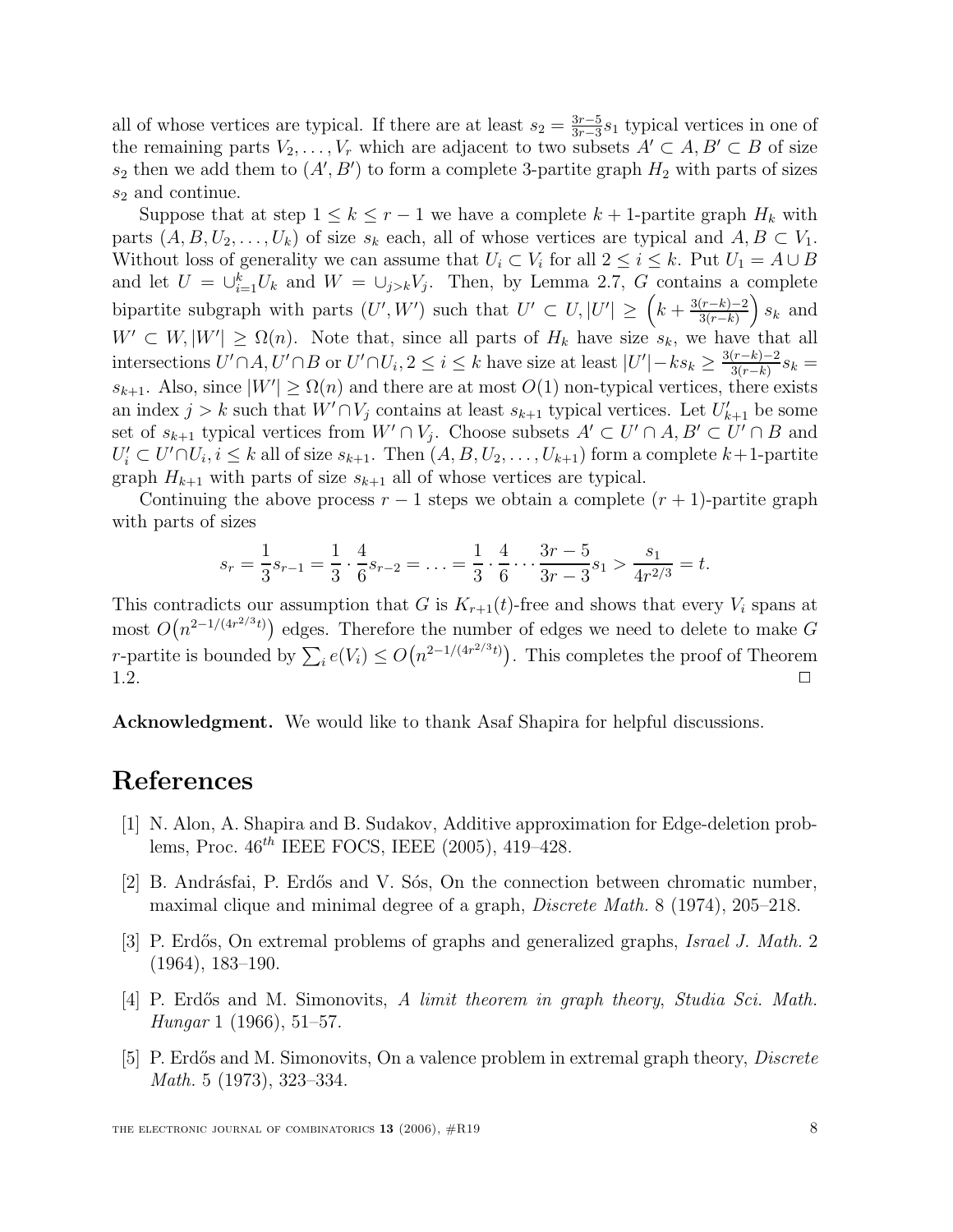all of whose vertices are typical. If there are at least $s_2 = \frac{3r-5}{3r-3}s_1$ typical vertices in one of the remaining parts $V_2, \ldots, V_r$ which are adjacent to two subsets $A' \subset A, B' \subset B$ of size $s_2$ then we add them to $(A', B')$ to form a complete 3-partite graph $H_2$ with parts of sizes $s_2$ and continue.

Suppose that at step $1 \leq k \leq r-1$ we have a complete $k+1$-partite graph $H_k$ with parts $(A, B, U_2, \ldots, U_k)$ of size $s_k$ each, all of whose vertices are typical and $A, B \subset V_1$. Without loss of generality we can assume that $U_i \subset V_i$ for all $2 \leq i \leq k$. Put $U_1 = A \cup B$ and let $U = \cup_{i=1}^{k} U_k$ and $W = \cup_{j>k} V_j$. Then, by Lemma 2.7, $G$ contains a complete bipartite subgraph with parts $(U', W')$ such that $U' \subset U, |U'| \geq \left(k + \frac{3(r-k)-2}{3(r-k)}\right) s_k$ and $W' \subset W, |W'| \geq \Omega(n)$. Note that, since all parts of $H_k$ have size $s_k$, we have that all intersections $U' \cap A, U' \cap B$ or $U' \cap U_i, 2 \leq i \leq k$ have size at least $|U'| - ks_k \geq \frac{3(r-k)-2}{3(r-k)} s_k = s_{k+1}$. Also, since $|W'| \geq \Omega(n)$ and there are at most $O(1)$ non-typical vertices, there exists an index $j > k$ such that $W' \cap V_j$ contains at least $s_{k+1}$ typical vertices. Let $U'_{k+1}$ be some set of $s_{k+1}$ typical vertices from $W' \cap V_j$. Choose subsets $A' \subset U' \cap A, B' \subset U' \cap B$ and $U'_i \subset U' \cap U_i, i \leq k$ all of size $s_{k+1}$. Then $(A, B, U_2, \ldots, U_{k+1})$ form a complete $k+1$-partite graph $H_{k+1}$ with parts of size $s_{k+1}$ all of whose vertices are typical.

Continuing the above process $r-1$ steps we obtain a complete $(r+1)$-partite graph with parts of sizes

$$s_r = \frac{1}{3}s_{r-1} = \frac{1}{3} \cdot \frac{4}{6}s_{r-2} = \ldots = \frac{1}{3} \cdot \frac{4}{6} \cdots \frac{3r-5}{3r-3}s_1 > \frac{s_1}{4r^{2/3}} = t.$$

This contradicts our assumption that $G$ is $K_{r+1}(t)$-free and shows that every $V_i$ spans at most $O\big(n^{2-1/(4r^{2/3}t)}\big)$ edges. Therefore the number of edges we need to delete to make $G$ $r$-partite is bounded by $\sum_i e(V_i) \leq O\big(n^{2-1/(4r^{2/3}t)}\big)$. This completes the proof of Theorem 1.2. $\square$

**Acknowledgment.** We would like to thank Asaf Shapira for helpful discussions.

# References

[1] N. Alon, A. Shapira and B. Sudakov, Additive approximation for Edge-deletion problems, Proc. $46^{th}$ IEEE FOCS, IEEE (2005), 419–428.

[2] B. Andrásfai, P. Erdős and V. Sós, On the connection between chromatic number, maximal clique and minimal degree of a graph, *Discrete Math.* 8 (1974), 205–218.

[3] P. Erdős, On extremal problems of graphs and generalized graphs, *Israel J. Math.* 2 (1964), 183–190.

[4] P. Erdős and M. Simonovits, *A limit theorem in graph theory*, *Studia Sci. Math. Hungar* 1 (1966), 51–57.

[5] P. Erdős and M. Simonovits, On a valence problem in extremal graph theory, *Discrete Math.* 5 (1973), 323–334.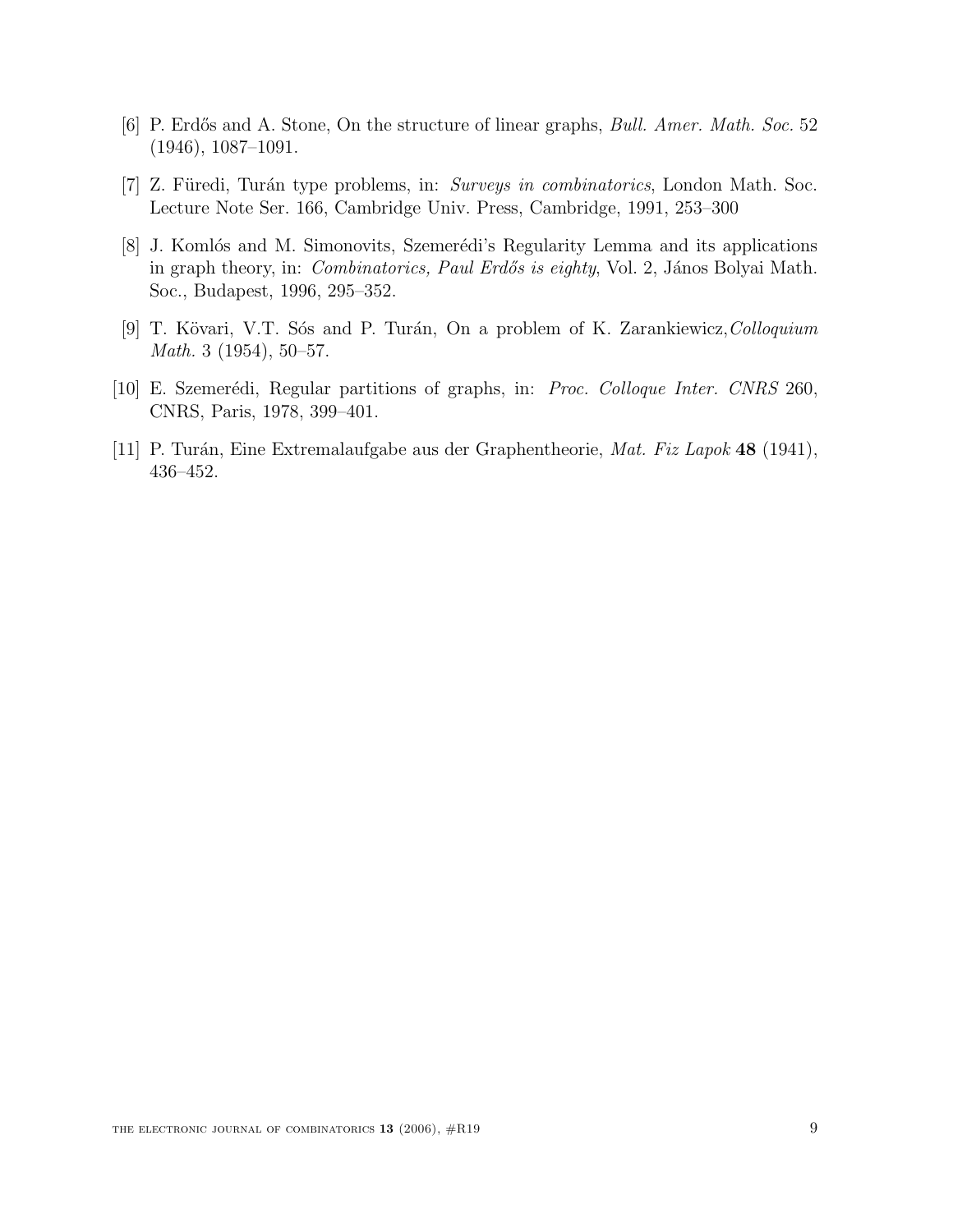[6] P. Erdős and A. Stone, On the structure of linear graphs, *Bull. Amer. Math. Soc.* 52 (1946), 1087–1091.

[7] Z. Füredi, Turán type problems, in: *Surveys in combinatorics*, London Math. Soc. Lecture Note Ser. 166, Cambridge Univ. Press, Cambridge, 1991, 253–300

[8] J. Komlós and M. Simonovits, Szemerédi's Regularity Lemma and its applications in graph theory, in: *Combinatorics, Paul Erdős is eighty*, Vol. 2, János Bolyai Math. Soc., Budapest, 1996, 295–352.

[9] T. Kövari, V.T. Sós and P. Turán, On a problem of K. Zarankiewicz, *Colloquium Math.* 3 (1954), 50–57.

[10] E. Szemerédi, Regular partitions of graphs, in: *Proc. Colloque Inter. CNRS* 260, CNRS, Paris, 1978, 399–401.

[11] P. Turán, Eine Extremalaufgabe aus der Graphentheorie, *Mat. Fiz Lapok* **48** (1941), 436–452.